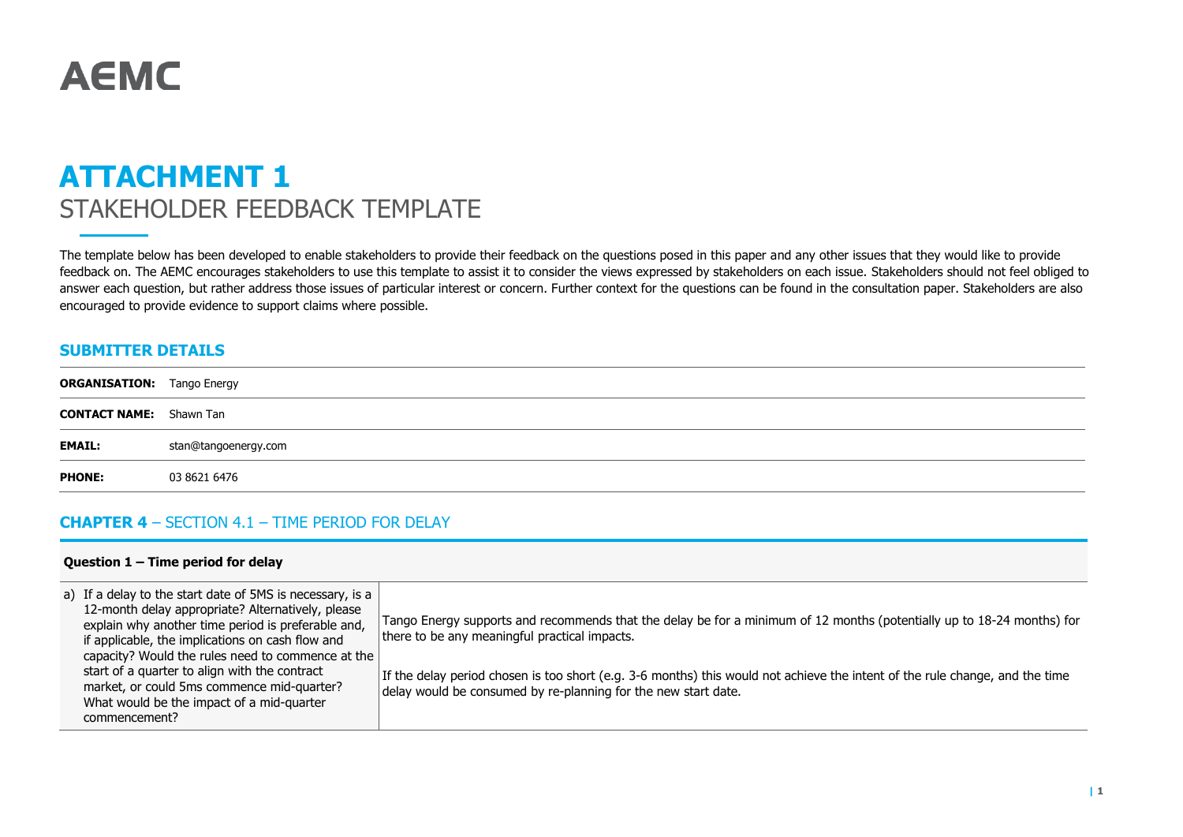# AEMC

# ATTACHMENT 1

## STAKEHOLDER FEEDBACK TEMPLATE

The template below has been developed to enable stakeholders to provide their feedback on the questions posed in this paper and any other issues that they would like to provide feedback on. The AEMC encourages stakeholders to use this template to assist it to consider the views expressed by stakeholders on each issue. Stakeholders should not feel obliged to answer each question, but rather address those issues of particular interest or concern. Further context for the questions can be found in the consultation paper. Stakeholders are also encouraged to provide evidence to support claims where possible.

## SUBMITTER DETAILS

| | |
|---|---|
| **ORGANISATION:** | Tango Energy |
| **CONTACT NAME:** | Shawn Tan |
| **EMAIL:** | stan@tangoenergy.com |
| **PHONE:** | 03 8621 6476 |

## CHAPTER 4 – SECTION 4.1 – TIME PERIOD FOR DELAY

| **Question 1 – Time period for delay** | |
|---|---|
| a) If a delay to the start date of 5MS is necessary, is a 12-month delay appropriate? Alternatively, please explain why another time period is preferable and, if applicable, the implications on cash flow and capacity? Would the rules need to commence at the start of a quarter to align with the contract market, or could 5ms commence mid-quarter? What would be the impact of a mid-quarter commencement? | Tango Energy supports and recommends that the delay be for a minimum of 12 months (potentially up to 18-24 months) for there to be any meaningful practical impacts.<br><br>If the delay period chosen is too short (e.g. 3-6 months) this would not achieve the intent of the rule change, and the time delay would be consumed by re-planning for the new start date. |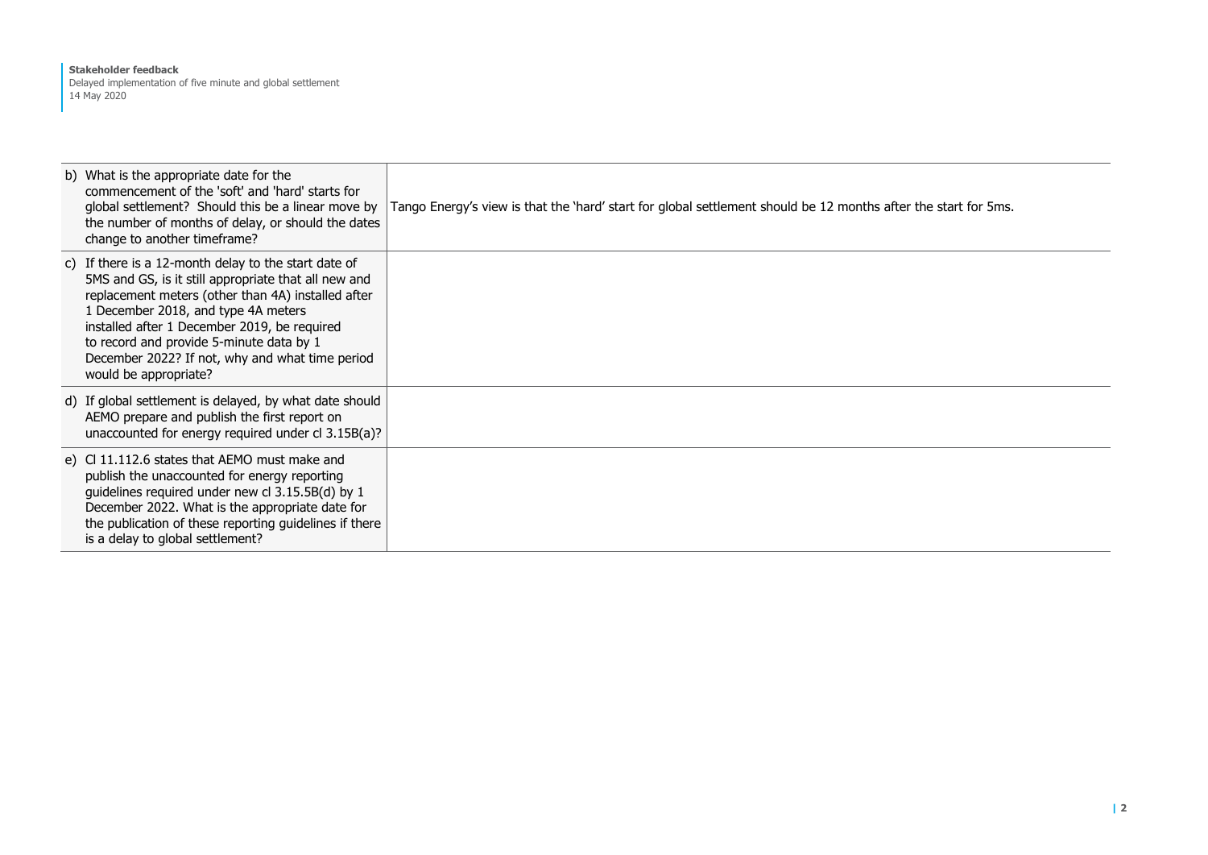| | |
|---|---|
| b) What is the appropriate date for the commencement of the 'soft' and 'hard' starts for global settlement? Should this be a linear move by the number of months of delay, or should the dates change to another timeframe? | Tango Energy's view is that the 'hard' start for global settlement should be 12 months after the start for 5ms. |
| c) If there is a 12-month delay to the start date of 5MS and GS, is it still appropriate that all new and replacement meters (other than 4A) installed after 1 December 2018, and type 4A meters installed after 1 December 2019, be required to record and provide 5-minute data by 1 December 2022? If not, why and what time period would be appropriate? | |
| d) If global settlement is delayed, by what date should AEMO prepare and publish the first report on unaccounted for energy required under cl 3.15B(a)? | |
| e) Cl 11.112.6 states that AEMO must make and publish the unaccounted for energy reporting guidelines required under new cl 3.15.5B(d) by 1 December 2022. What is the appropriate date for the publication of these reporting guidelines if there is a delay to global settlement? | |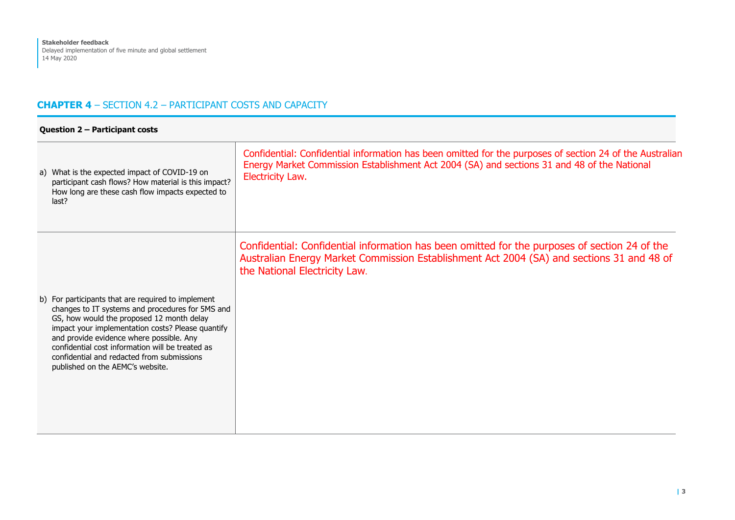## CHAPTER 4 – SECTION 4.2 – PARTICIPANT COSTS AND CAPACITY

| **Question 2 – Participant costs** | |
|---|---|
| a) What is the expected impact of COVID-19 on participant cash flows? How material is this impact? How long are these cash flow impacts expected to last? | Confidential: Confidential information has been omitted for the purposes of section 24 of the Australian Energy Market Commission Establishment Act 2004 (SA) and sections 31 and 48 of the National Electricity Law. |
| b) For participants that are required to implement changes to IT systems and procedures for 5MS and GS, how would the proposed 12 month delay impact your implementation costs? Please quantify and provide evidence where possible. Any confidential cost information will be treated as confidential and redacted from submissions published on the AEMC's website. | Confidential: Confidential information has been omitted for the purposes of section 24 of the Australian Energy Market Commission Establishment Act 2004 (SA) and sections 31 and 48 of the National Electricity Law. |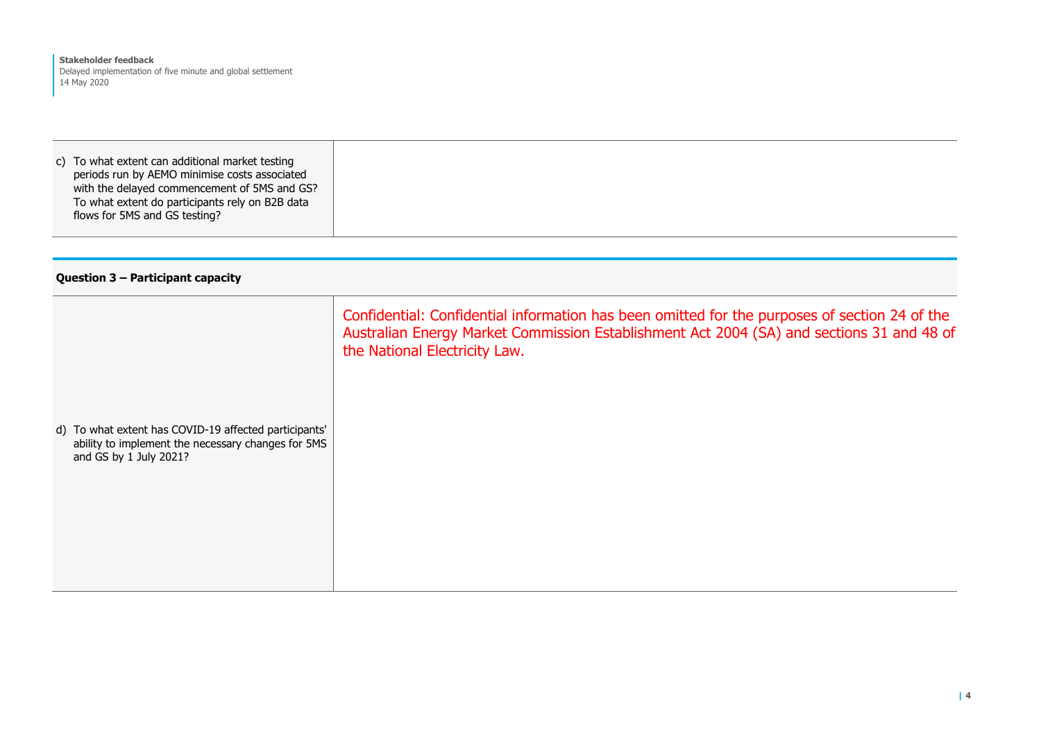| | |
|---|---|
| c) To what extent can additional market testing periods run by AEMO minimise costs associated with the delayed commencement of 5MS and GS? To what extent do participants rely on B2B data flows for 5MS and GS testing? | |

**Question 3 – Participant capacity**

| | |
|---|---|
| d) To what extent has COVID-19 affected participants' ability to implement the necessary changes for 5MS and GS by 1 July 2021? | Confidential: Confidential information has been omitted for the purposes of section 24 of the Australian Energy Market Commission Establishment Act 2004 (SA) and sections 31 and 48 of the National Electricity Law. |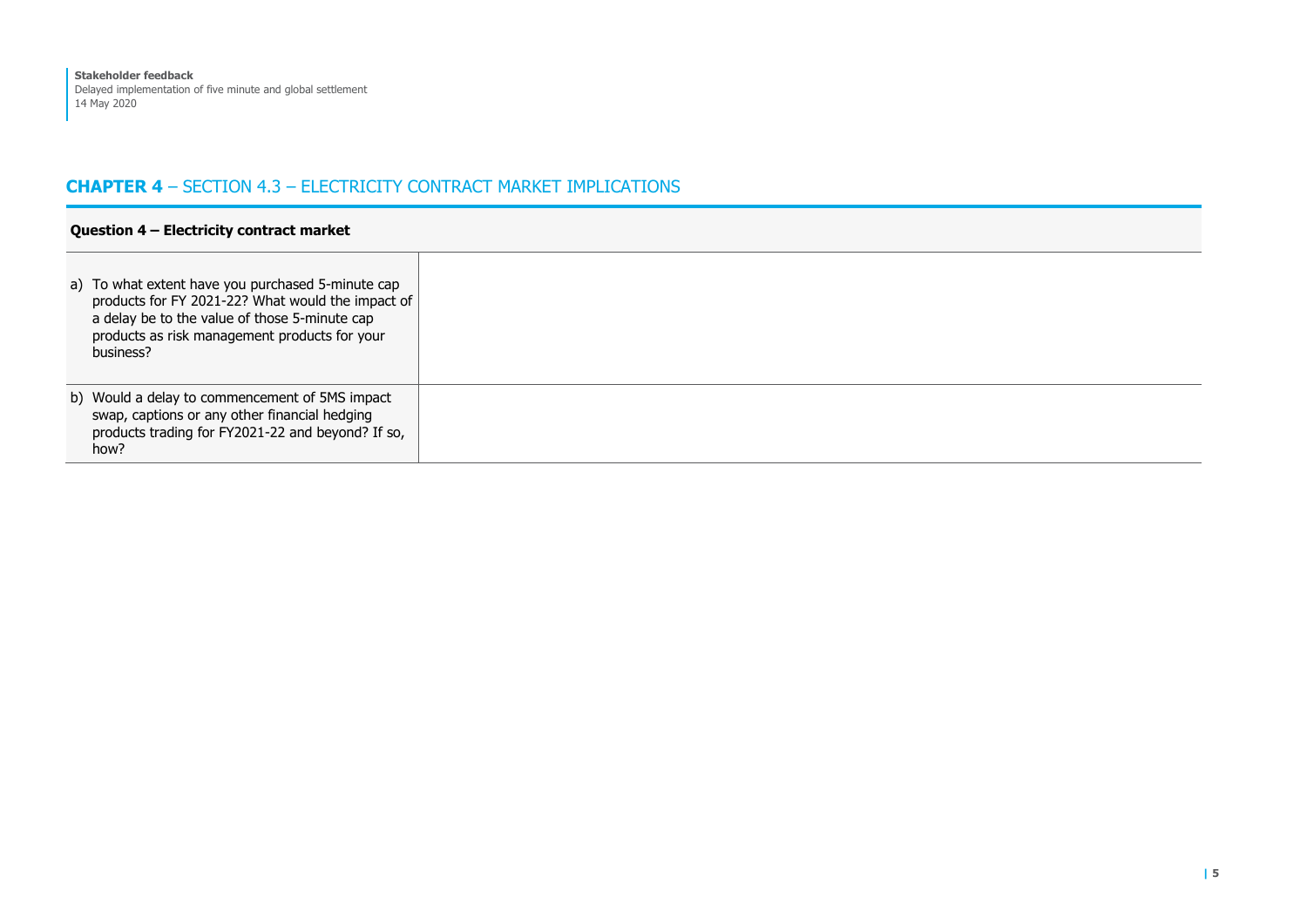## **CHAPTER 4** – SECTION 4.3 – ELECTRICITY CONTRACT MARKET IMPLICATIONS

| **Question 4 – Electricity contract market** | |
|---|---|
| a) To what extent have you purchased 5-minute cap products for FY 2021-22? What would the impact of a delay be to the value of those 5-minute cap products as risk management products for your business? | |
| b) Would a delay to commencement of 5MS impact swap, captions or any other financial hedging products trading for FY2021-22 and beyond? If so, how? | |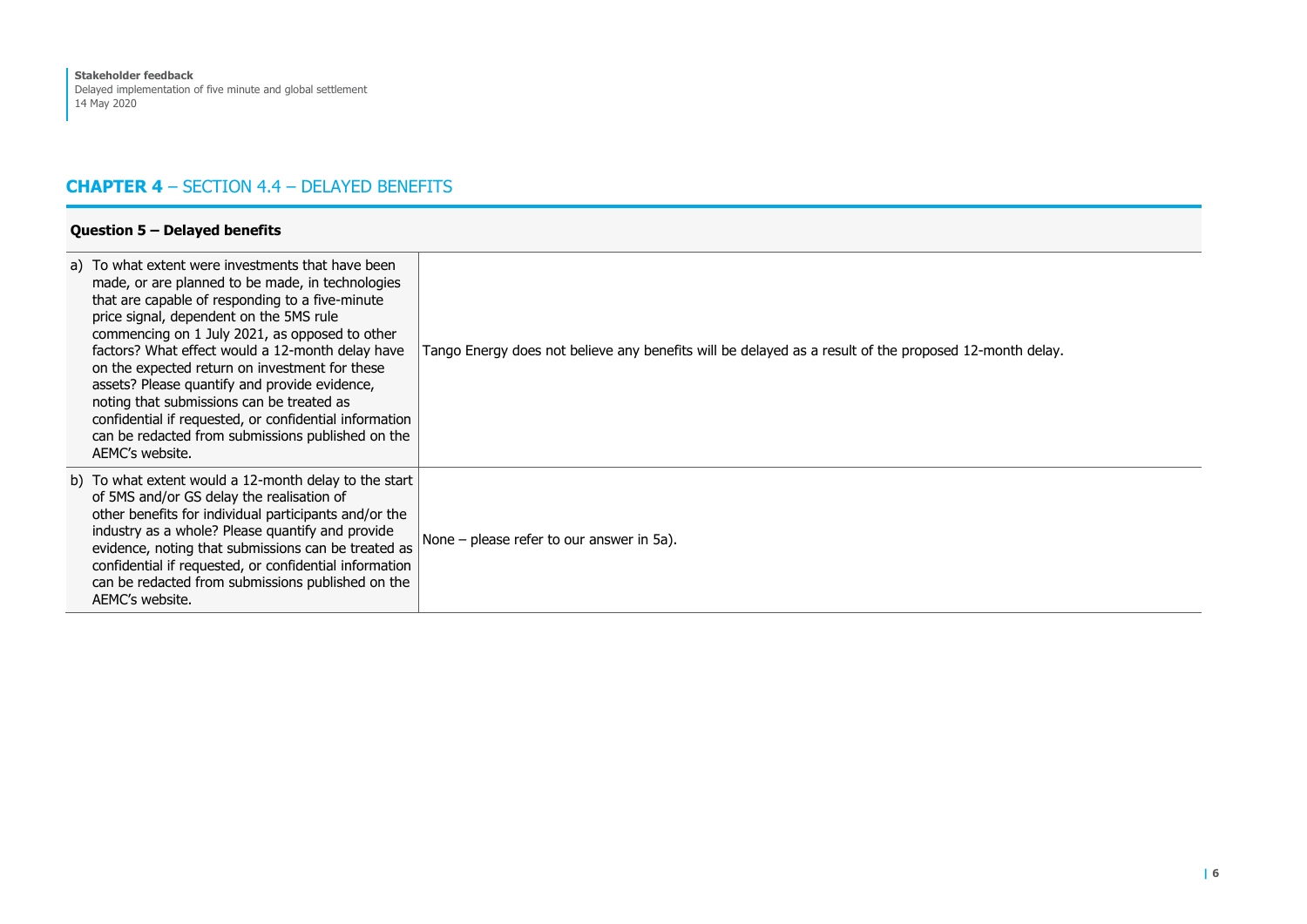## **CHAPTER 4** – SECTION 4.4 – DELAYED BENEFITS

| **Question 5 – Delayed benefits** | |
|---|---|
| a) To what extent were investments that have been made, or are planned to be made, in technologies that are capable of responding to a five-minute price signal, dependent on the 5MS rule commencing on 1 July 2021, as opposed to other factors? What effect would a 12-month delay have on the expected return on investment for these assets? Please quantify and provide evidence, noting that submissions can be treated as confidential if requested, or confidential information can be redacted from submissions published on the AEMC's website. | Tango Energy does not believe any benefits will be delayed as a result of the proposed 12-month delay. |
| b) To what extent would a 12-month delay to the start of 5MS and/or GS delay the realisation of other benefits for individual participants and/or the industry as a whole? Please quantify and provide evidence, noting that submissions can be treated as confidential if requested, or confidential information can be redacted from submissions published on the AEMC's website. | None – please refer to our answer in 5a). |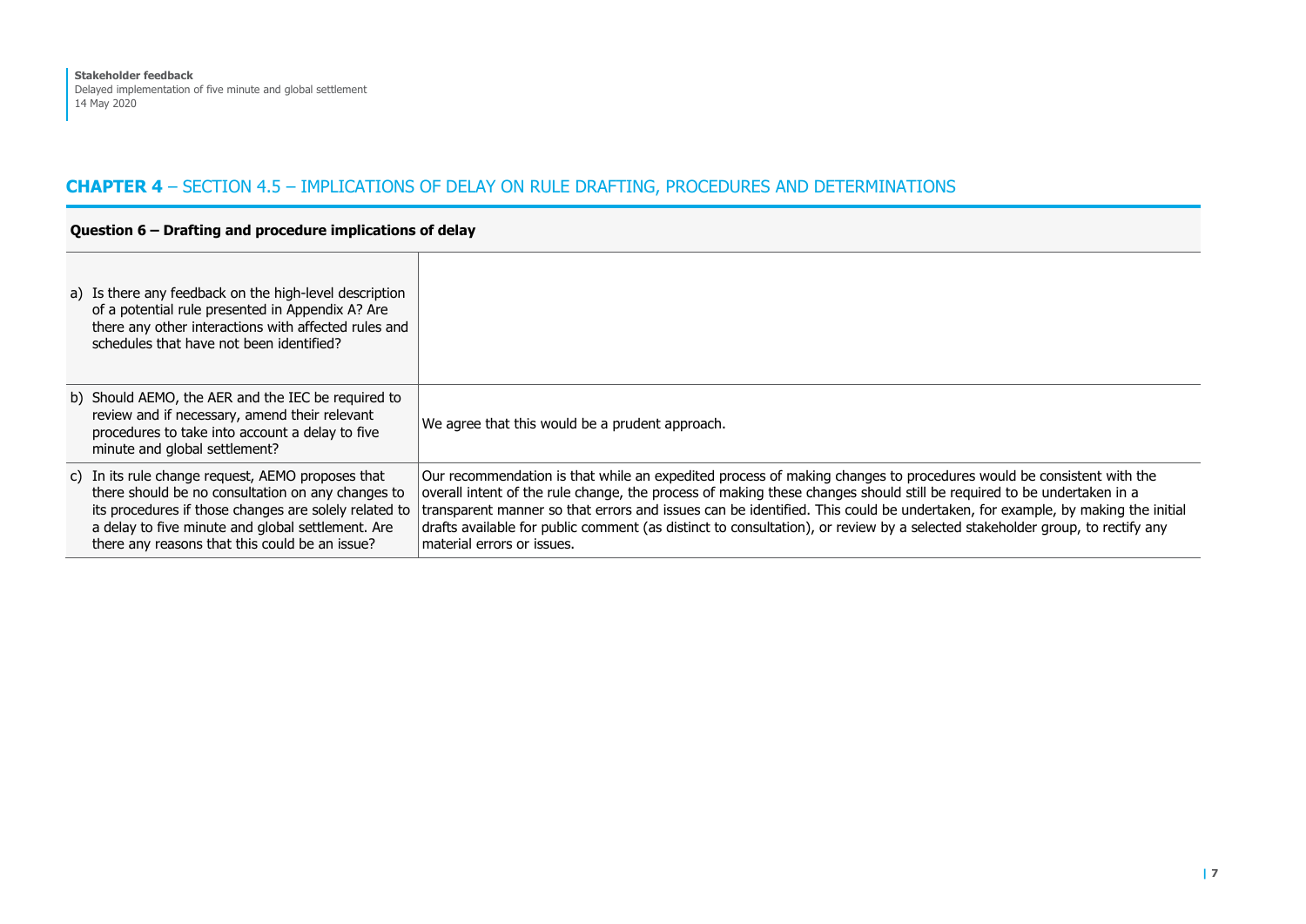## CHAPTER 4 – SECTION 4.5 – IMPLICATIONS OF DELAY ON RULE DRAFTING, PROCEDURES AND DETERMINATIONS

| Question 6 – Drafting and procedure implications of delay | |
|---|---|
| a) Is there any feedback on the high-level description of a potential rule presented in Appendix A? Are there any other interactions with affected rules and schedules that have not been identified? | |
| b) Should AEMO, the AER and the IEC be required to review and if necessary, amend their relevant procedures to take into account a delay to five minute and global settlement? | We agree that this would be a prudent approach. |
| c) In its rule change request, AEMO proposes that there should be no consultation on any changes to its procedures if those changes are solely related to a delay to five minute and global settlement. Are there any reasons that this could be an issue? | Our recommendation is that while an expedited process of making changes to procedures would be consistent with the overall intent of the rule change, the process of making these changes should still be required to be undertaken in a transparent manner so that errors and issues can be identified. This could be undertaken, for example, by making the initial drafts available for public comment (as distinct to consultation), or review by a selected stakeholder group, to rectify any material errors or issues. |